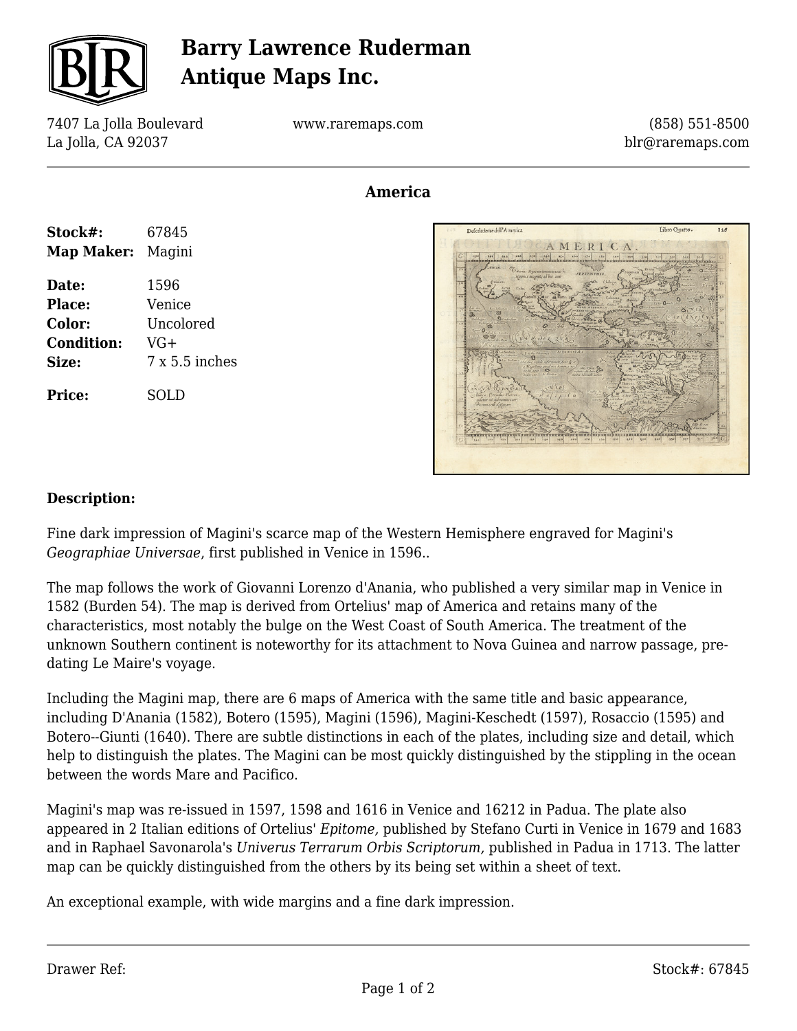# Barry Lawrence Ruderman Antique Maps Inc.

7407 La Jolla Boulevard
La Jolla, CA 92037

www.raremaps.com

(858) 551-8500
blr@raremaps.com

## America

| | |
|---|---|
| **Stock#:** | 67845 |
| **Map Maker:** | Magini |
| **Date:** | 1596 |
| **Place:** | Venice |
| **Color:** | Uncolored |
| **Condition:** | VG+ |
| **Size:** | 7 x 5.5 inches |
| **Price:** | SOLD |

### Description:

Fine dark impression of Magini's scarce map of the Western Hemisphere engraved for Magini's *Geographiae Universae*, first published in Venice in 1596..

The map follows the work of Giovanni Lorenzo d'Anania, who published a very similar map in Venice in 1582 (Burden 54). The map is derived from Ortelius' map of America and retains many of the characteristics, most notably the bulge on the West Coast of South America. The treatment of the unknown Southern continent is noteworthy for its attachment to Nova Guinea and narrow passage, pre-dating Le Maire's voyage.

Including the Magini map, there are 6 maps of America with the same title and basic appearance, including D'Anania (1582), Botero (1595), Magini (1596), Magini-Keschedt (1597), Rosaccio (1595) and Botero--Giunti (1640). There are subtle distinctions in each of the plates, including size and detail, which help to distinguish the plates. The Magini can be most quickly distinguished by the stippling in the ocean between the words Mare and Pacifico.

Magini's map was re-issued in 1597, 1598 and 1616 in Venice and 16212 in Padua. The plate also appeared in 2 Italian editions of Ortelius' *Epitome,* published by Stefano Curti in Venice in 1679 and 1683 and in Raphael Savonarola's *Univerus Terrarum Orbis Scriptorum,* published in Padua in 1713. The latter map can be quickly distinguished from the others by its being set within a sheet of text.

An exceptional example, with wide margins and a fine dark impression.

Drawer Ref:

Stock#: 67845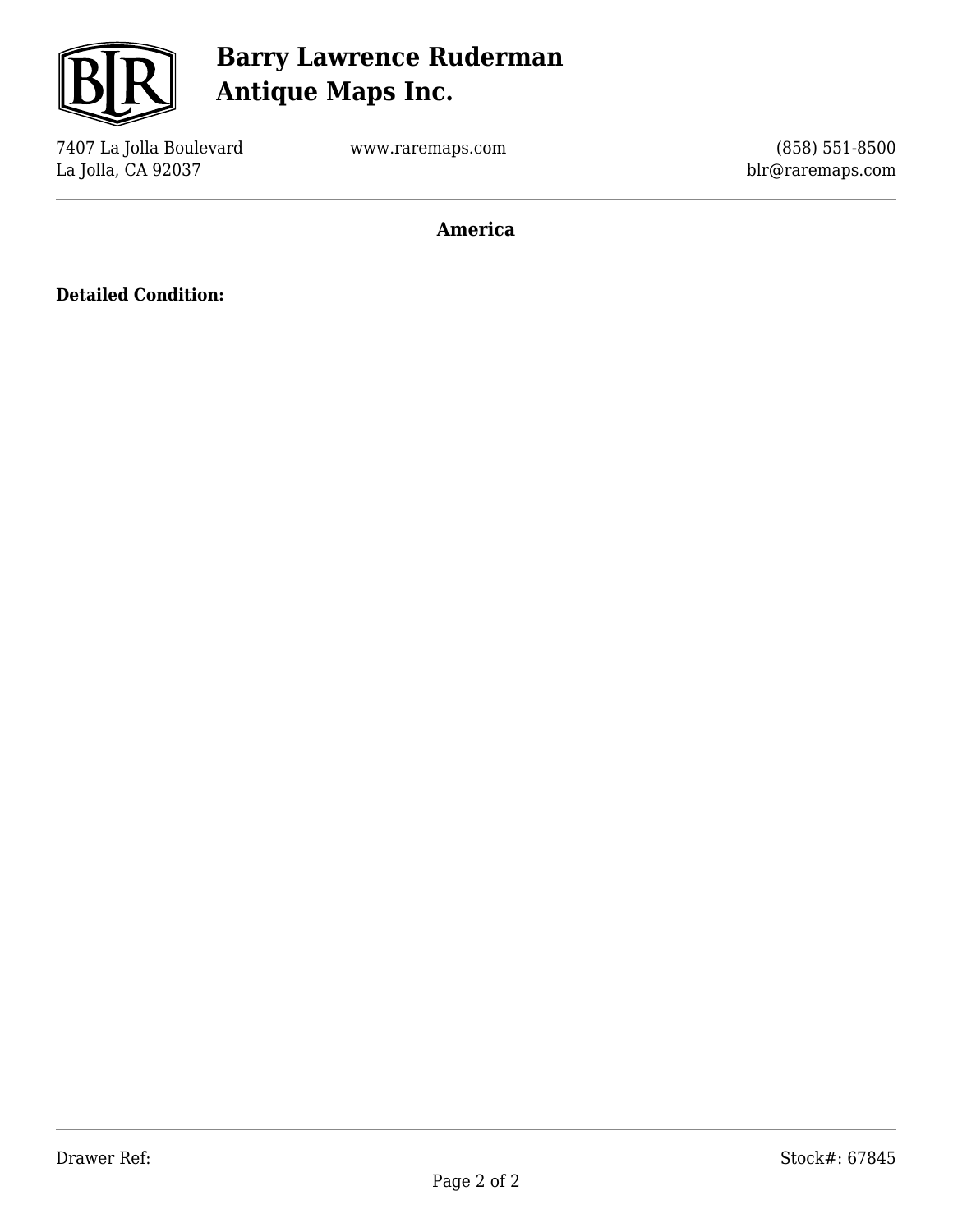**America**

**Detailed Condition:**

Drawer Ref:

Stock#: 67845